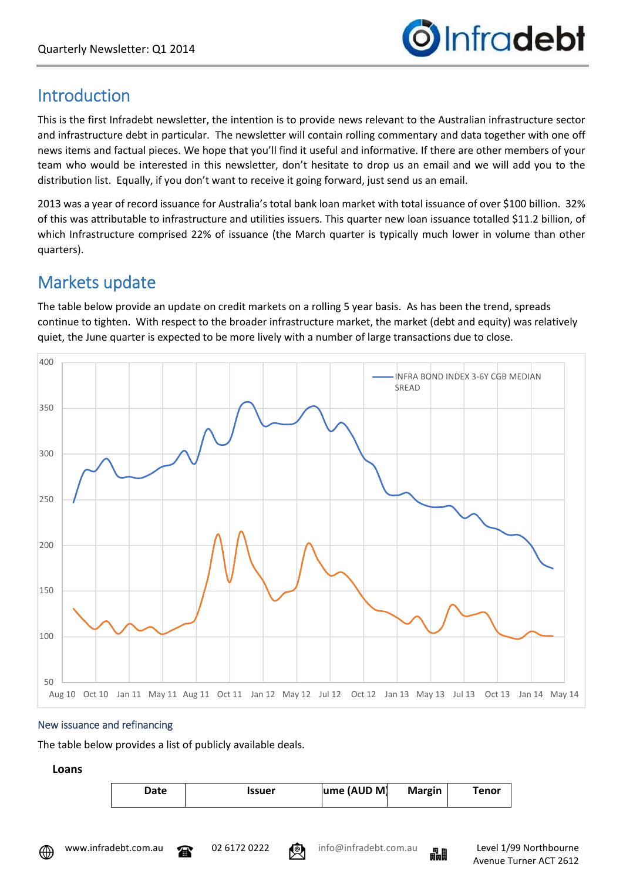## Introduction

This is the first Infradebt newsletter, the intention is to provide news relevant to the Australian infrastructure sector and infrastructure debt in particular. The newsletter will contain rolling commentary and data together with one off news items and factual pieces. We hope that you'll find it useful and informative. If there are other members of your team who would be interested in this newsletter, don't hesitate to drop us an email and we will add you to the distribution list. Equally, if you don't want to receive it going forward, just send us an email.

2013 was a year of record issuance for Australia's total bank loan market with total issuance of over $100 billion. 32% of this was attributable to infrastructure and utilities issuers. This quarter new loan issuance totalled $11.2 billion, of which Infrastructure comprised 22% of issuance (the March quarter is typically much lower in volume than other quarters).

## Markets update

The table below provide an update on credit markets on a rolling 5 year basis. As has been the trend, spreads continue to tighten. With respect to the broader infrastructure market, the market (debt and equity) was relatively quiet, the June quarter is expected to be more lively with a number of large transactions due to close.

### New issuance and refinancing

The table below provides a list of publicly available deals.

**Loans**

| Date | Issuer | ume (AUD M) | Margin | Tenor |
|---|---|---|---|---|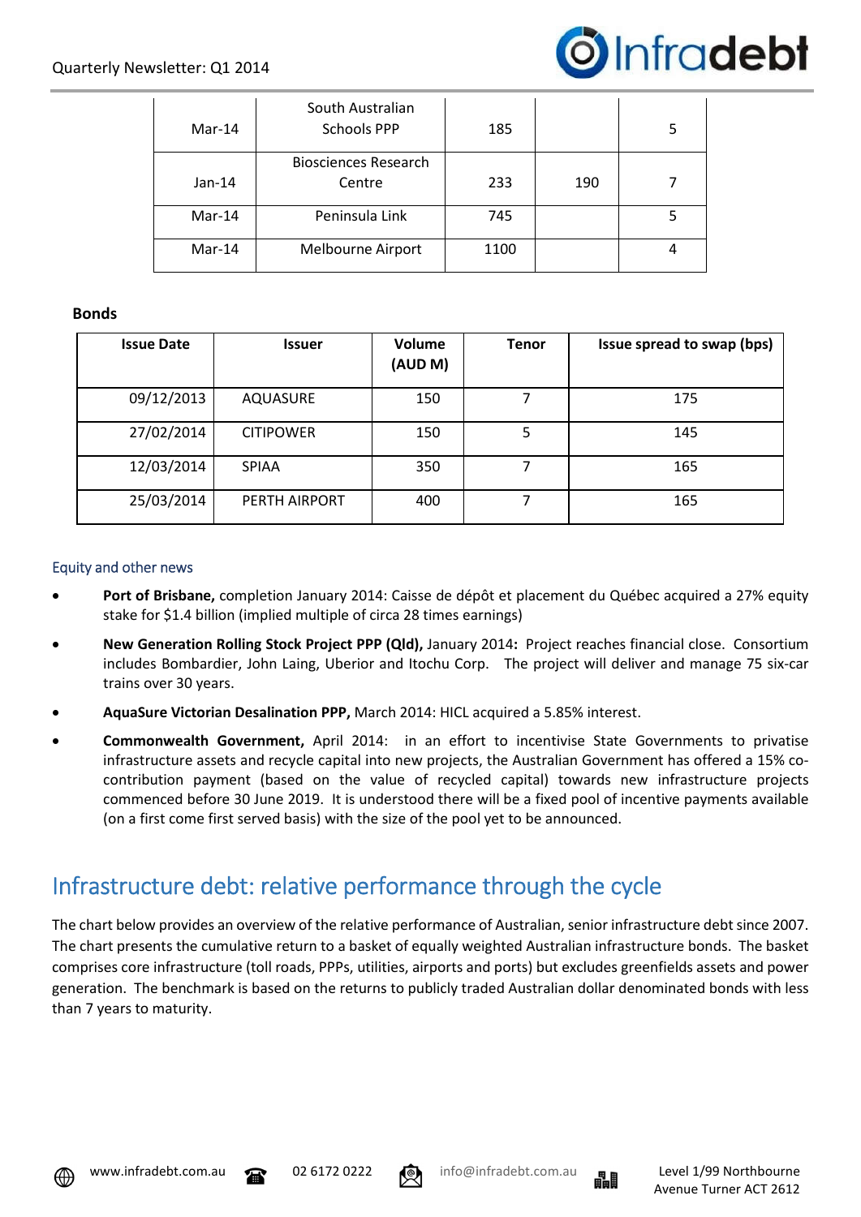| | | | | |
|---|---|---|---|---|
| Mar-14 | South Australian Schools PPP | 185 | | 5 |
| Jan-14 | Biosciences Research Centre | 233 | 190 | 7 |
| Mar-14 | Peninsula Link | 745 | | 5 |
| Mar-14 | Melbourne Airport | 1100 | | 4 |

**Bonds**

| Issue Date | Issuer | Volume (AUD M) | Tenor | Issue spread to swap (bps) |
|---|---|---|---|---|
| 09/12/2013 | AQUASURE | 150 | 7 | 175 |
| 27/02/2014 | CITIPOWER | 150 | 5 | 145 |
| 12/03/2014 | SPIAA | 350 | 7 | 165 |
| 25/03/2014 | PERTH AIRPORT | 400 | 7 | 165 |

### Equity and other news

- **Port of Brisbane,** completion January 2014: Caisse de dépôt et placement du Québec acquired a 27% equity stake for $1.4 billion (implied multiple of circa 28 times earnings)
- **New Generation Rolling Stock Project PPP (Qld),** January 2014**:** Project reaches financial close. Consortium includes Bombardier, John Laing, Uberior and Itochu Corp. The project will deliver and manage 75 six-car trains over 30 years.
- **AquaSure Victorian Desalination PPP,** March 2014: HICL acquired a 5.85% interest.
- **Commonwealth Government,** April 2014: in an effort to incentivise State Governments to privatise infrastructure assets and recycle capital into new projects, the Australian Government has offered a 15% co-contribution payment (based on the value of recycled capital) towards new infrastructure projects commenced before 30 June 2019. It is understood there will be a fixed pool of incentive payments available (on a first come first served basis) with the size of the pool yet to be announced.

## Infrastructure debt: relative performance through the cycle

The chart below provides an overview of the relative performance of Australian, senior infrastructure debt since 2007. The chart presents the cumulative return to a basket of equally weighted Australian infrastructure bonds. The basket comprises core infrastructure (toll roads, PPPs, utilities, airports and ports) but excludes greenfields assets and power generation. The benchmark is based on the returns to publicly traded Australian dollar denominated bonds with less than 7 years to maturity.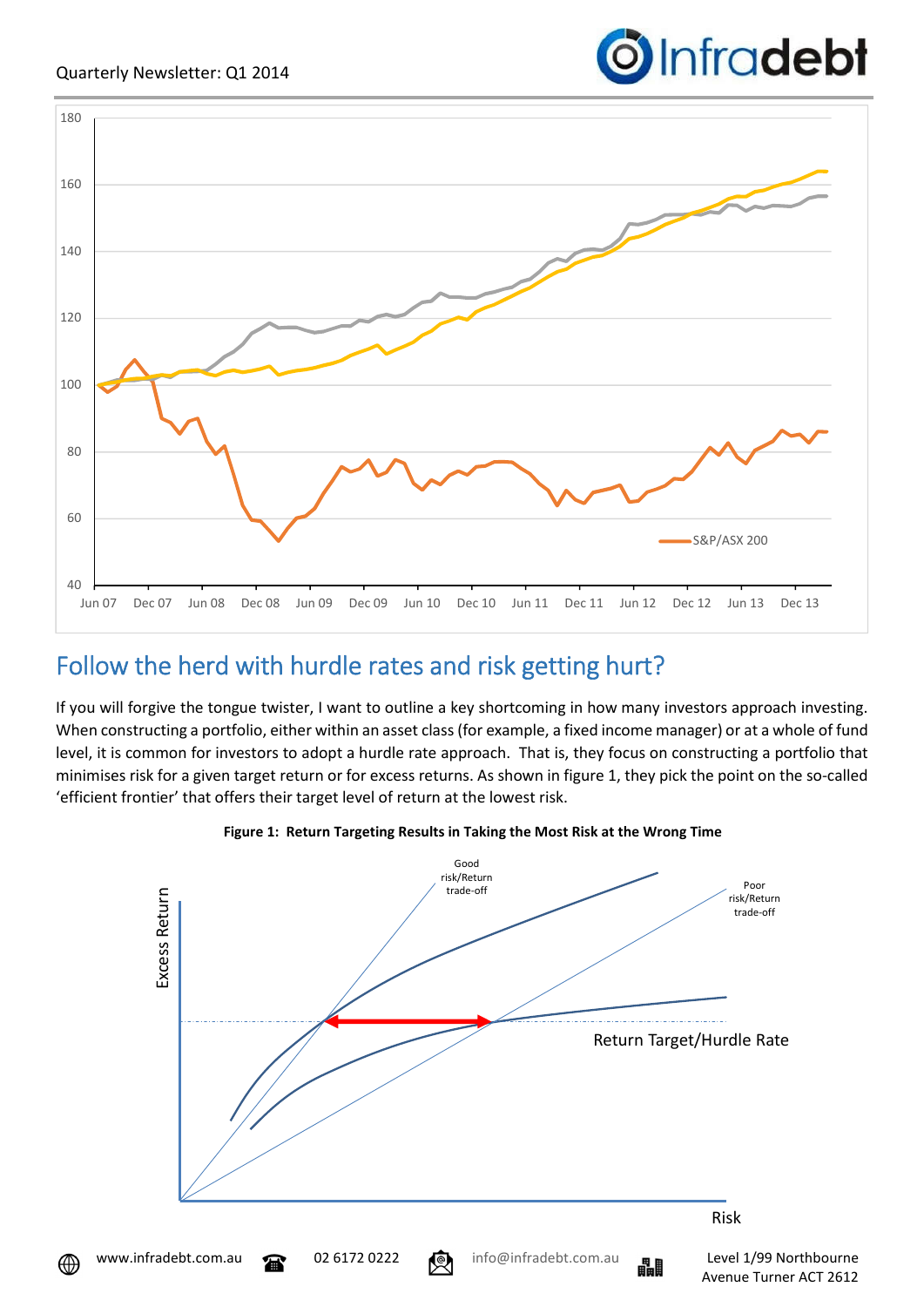## Follow the herd with hurdle rates and risk getting hurt?

If you will forgive the tongue twister, I want to outline a key shortcoming in how many investors approach investing. When constructing a portfolio, either within an asset class (for example, a fixed income manager) or at a whole of fund level, it is common for investors to adopt a hurdle rate approach. That is, they focus on constructing a portfolio that minimises risk for a given target return or for excess returns. As shown in figure 1, they pick the point on the so-called 'efficient frontier' that offers their target level of return at the lowest risk.

**Figure 1: Return Targeting Results in Taking the Most Risk at the Wrong Time**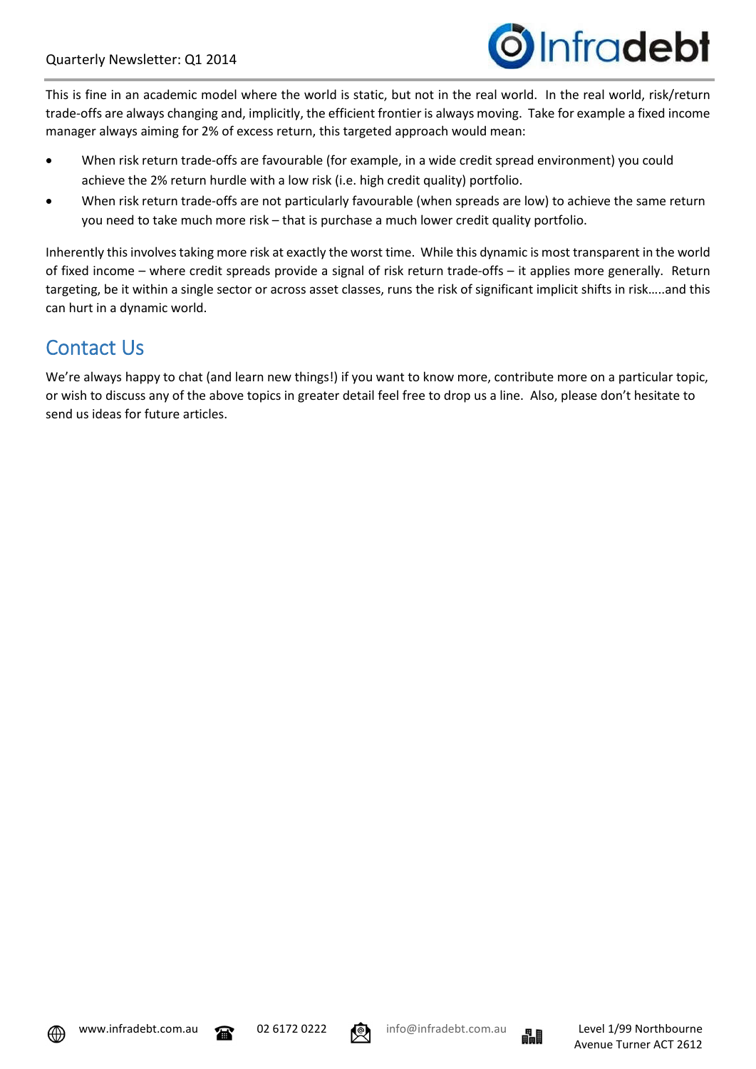This is fine in an academic model where the world is static, but not in the real world. In the real world, risk/return trade-offs are always changing and, implicitly, the efficient frontier is always moving. Take for example a fixed income manager always aiming for 2% of excess return, this targeted approach would mean:

- When risk return trade-offs are favourable (for example, in a wide credit spread environment) you could achieve the 2% return hurdle with a low risk (i.e. high credit quality) portfolio.
- When risk return trade-offs are not particularly favourable (when spreads are low) to achieve the same return you need to take much more risk – that is purchase a much lower credit quality portfolio.

Inherently this involves taking more risk at exactly the worst time. While this dynamic is most transparent in the world of fixed income – where credit spreads provide a signal of risk return trade-offs – it applies more generally. Return targeting, be it within a single sector or across asset classes, runs the risk of significant implicit shifts in risk…..and this can hurt in a dynamic world.

## Contact Us

We're always happy to chat (and learn new things!) if you want to know more, contribute more on a particular topic, or wish to discuss any of the above topics in greater detail feel free to drop us a line. Also, please don't hesitate to send us ideas for future articles.

www.infradebt.com.au 02 6172 0222 info@infradebt.com.au Level 1/99 Northbourne Avenue Turner ACT 2612